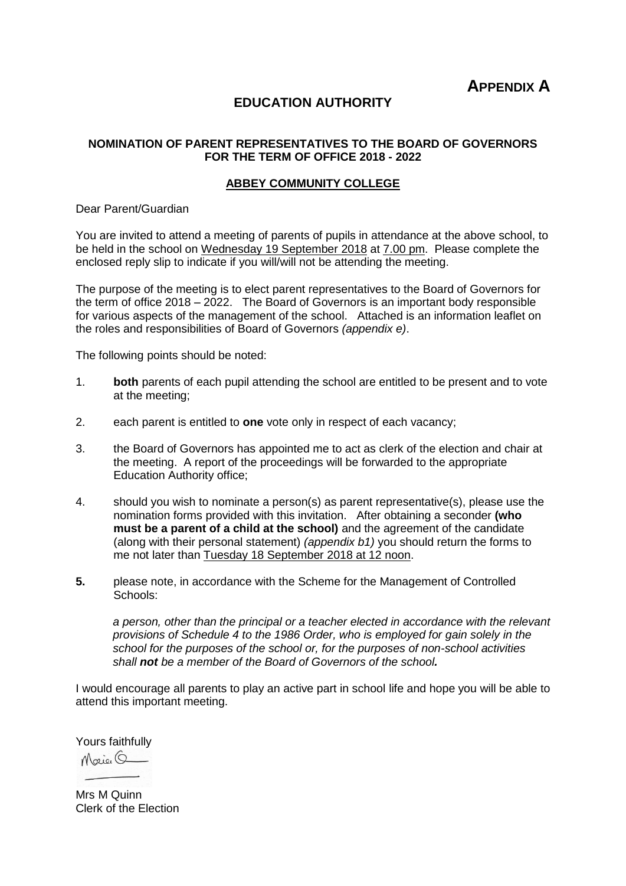**APPENDIX A**

# EDUCATION AUTHORITY

## NOMINATION OF PARENT REPRESENTATIVES TO THE BOARD OF GOVERNORS FOR THE TERM OF OFFICE 2018 - 2022

### ABBEY COMMUNITY COLLEGE

Dear Parent/Guardian

You are invited to attend a meeting of parents of pupils in attendance at the above school, to be held in the school on Wednesday 19 September 2018 at 7.00 pm. Please complete the enclosed reply slip to indicate if you will/will not be attending the meeting.

The purpose of the meeting is to elect parent representatives to the Board of Governors for the term of office 2018 – 2022. The Board of Governors is an important body responsible for various aspects of the management of the school. Attached is an information leaflet on the roles and responsibilities of Board of Governors *(appendix e)*.

The following points should be noted:

1. **both** parents of each pupil attending the school are entitled to be present and to vote at the meeting;
2. each parent is entitled to **one** vote only in respect of each vacancy;
3. the Board of Governors has appointed me to act as clerk of the election and chair at the meeting. A report of the proceedings will be forwarded to the appropriate Education Authority office;
4. should you wish to nominate a person(s) as parent representative(s), please use the nomination forms provided with this invitation. After obtaining a seconder **(who must be a parent of a child at the school)** and the agreement of the candidate (along with their personal statement) *(appendix b1)* you should return the forms to me not later than Tuesday 18 September 2018 at 12 noon.
5. please note, in accordance with the Scheme for the Management of Controlled Schools:

   *a person, other than the principal or a teacher elected in accordance with the relevant provisions of Schedule 4 to the 1986 Order, who is employed for gain solely in the school for the purposes of the school or, for the purposes of non-school activities shall **not** be a member of the Board of Governors of the school.*

I would encourage all parents to play an active part in school life and hope you will be able to attend this important meeting.

Yours faithfully

Mrs M Quinn
Clerk of the Election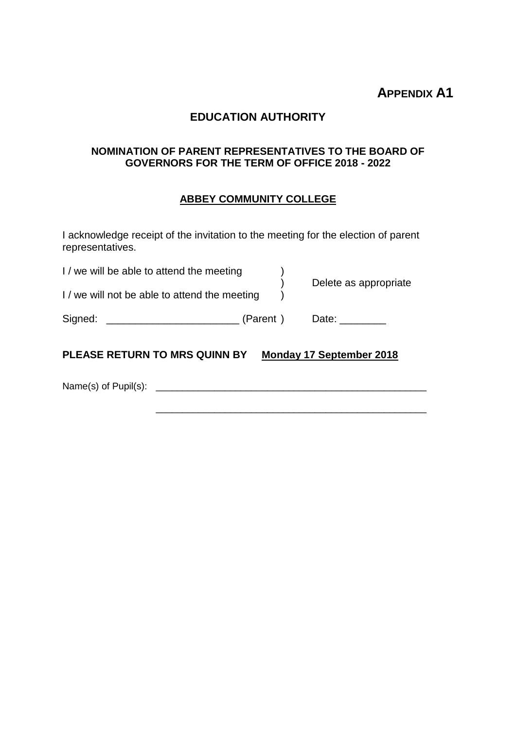**APPENDIX A1**

## EDUCATION AUTHORITY

### NOMINATION OF PARENT REPRESENTATIVES TO THE BOARD OF GOVERNORS FOR THE TERM OF OFFICE 2018 - 2022

### ABBEY COMMUNITY COLLEGE

I acknowledge receipt of the invitation to the meeting for the election of parent representatives.

I / we will be able to attend the meeting )
) Delete as appropriate
I / we will not be able to attend the meeting )

Signed: _______________________ (Parent ) Date: ________

**PLEASE RETURN TO MRS QUINN BY** **Monday 17 September 2018**

Name(s) of Pupil(s): ___________________________________________________

___________________________________________________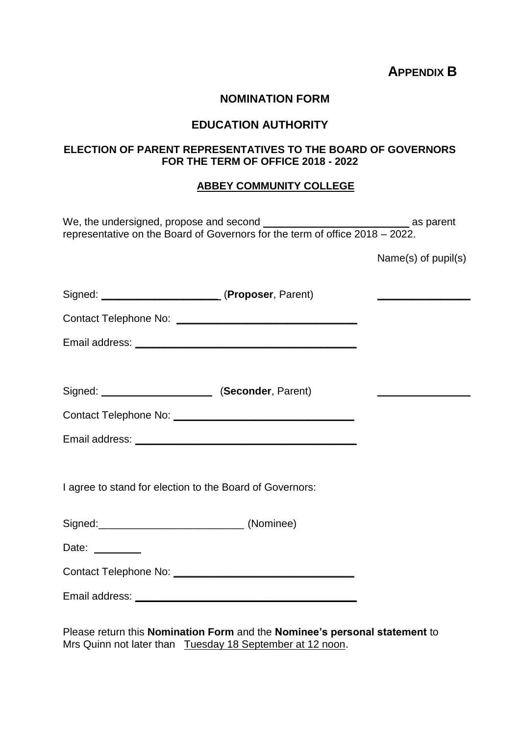**APPENDIX B**

## NOMINATION FORM

## EDUCATION AUTHORITY

### ELECTION OF PARENT REPRESENTATIVES TO THE BOARD OF GOVERNORS FOR THE TERM OF OFFICE 2018 - 2022

### ABBEY COMMUNITY COLLEGE

We, the undersigned, propose and second _________________________ as parent representative on the Board of Governors for the term of office 2018 – 2022.

Name(s) of pupil(s)

Signed: ____________________ (**Proposer**, Parent) ________________

Contact Telephone No: _______________________________

Email address: _____________________________________

Signed: ____________________ (**Seconder**, Parent) ________________

Contact Telephone No: _______________________________

Email address: _____________________________________

I agree to stand for election to the Board of Governors:

Signed:_________________________ (Nominee)

Date: ________

Contact Telephone No: _______________________________

Email address: _____________________________________

Please return this **Nomination Form** and the **Nominee's personal statement** to Mrs Quinn not later than Tuesday 18 September at 12 noon.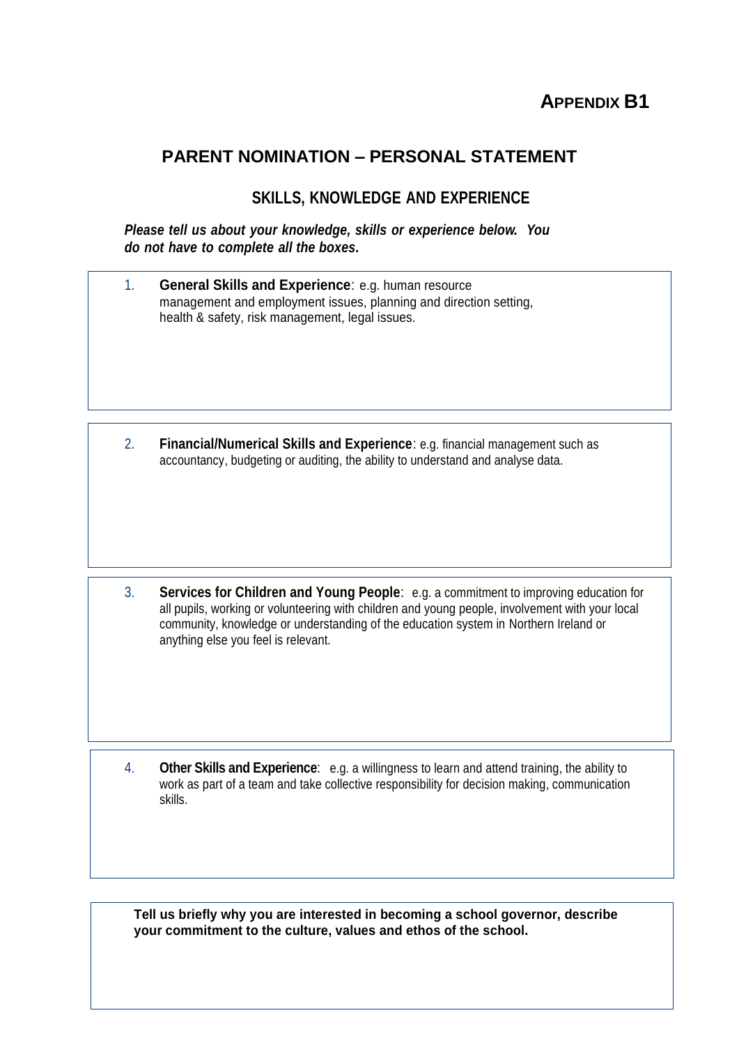**APPENDIX B1**

## PARENT NOMINATION – PERSONAL STATEMENT

### SKILLS, KNOWLEDGE AND EXPERIENCE

***Please tell us about your knowledge, skills or experience below. You do not have to complete all the boxes.***

1. **General Skills and Experience**: e.g. human resource management and employment issues, planning and direction setting, health & safety, risk management, legal issues.

2. **Financial/Numerical Skills and Experience**: e.g. financial management such as accountancy, budgeting or auditing, the ability to understand and analyse data.

3. **Services for Children and Young People**: e.g. a commitment to improving education for all pupils, working or volunteering with children and young people, involvement with your local community, knowledge or understanding of the education system in Northern Ireland or anything else you feel is relevant.

4. **Other Skills and Experience**: e.g. a willingness to learn and attend training, the ability to work as part of a team and take collective responsibility for decision making, communication skills.

**Tell us briefly why you are interested in becoming a school governor, describe your commitment to the culture, values and ethos of the school.**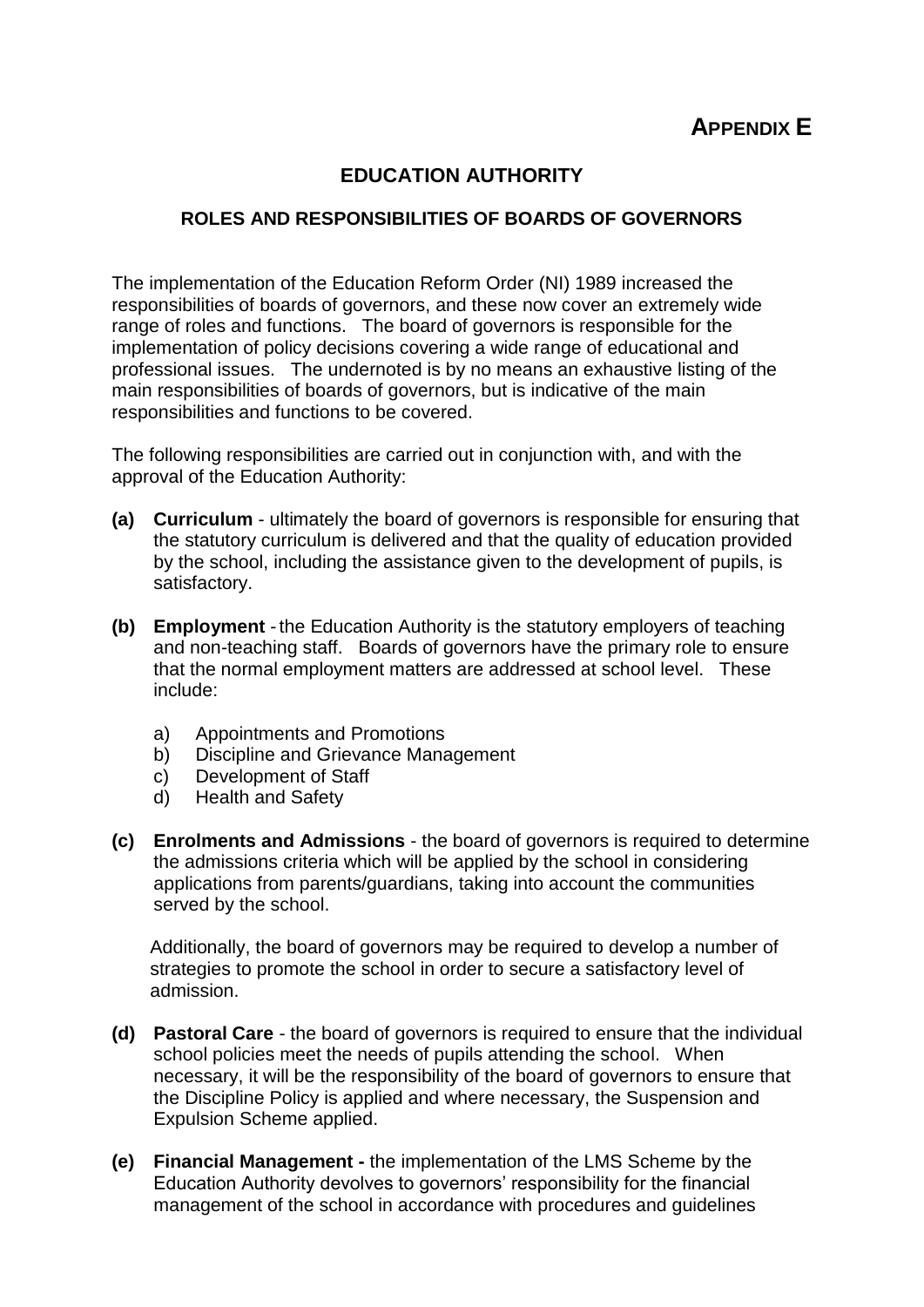# APPENDIX E

## EDUCATION AUTHORITY

### ROLES AND RESPONSIBILITIES OF BOARDS OF GOVERNORS

The implementation of the Education Reform Order (NI) 1989 increased the responsibilities of boards of governors, and these now cover an extremely wide range of roles and functions. The board of governors is responsible for the implementation of policy decisions covering a wide range of educational and professional issues. The undernoted is by no means an exhaustive listing of the main responsibilities of boards of governors, but is indicative of the main responsibilities and functions to be covered.

The following responsibilities are carried out in conjunction with, and with the approval of the Education Authority:

**(a) Curriculum** - ultimately the board of governors is responsible for ensuring that the statutory curriculum is delivered and that the quality of education provided by the school, including the assistance given to the development of pupils, is satisfactory.

**(b) Employment** - the Education Authority is the statutory employers of teaching and non-teaching staff. Boards of governors have the primary role to ensure that the normal employment matters are addressed at school level. These include:

  a) Appointments and Promotions
  b) Discipline and Grievance Management
  c) Development of Staff
  d) Health and Safety

**(c) Enrolments and Admissions** - the board of governors is required to determine the admissions criteria which will be applied by the school in considering applications from parents/guardians, taking into account the communities served by the school.

Additionally, the board of governors may be required to develop a number of strategies to promote the school in order to secure a satisfactory level of admission.

**(d) Pastoral Care** - the board of governors is required to ensure that the individual school policies meet the needs of pupils attending the school. When necessary, it will be the responsibility of the board of governors to ensure that the Discipline Policy is applied and where necessary, the Suspension and Expulsion Scheme applied.

**(e) Financial Management -** the implementation of the LMS Scheme by the Education Authority devolves to governors' responsibility for the financial management of the school in accordance with procedures and guidelines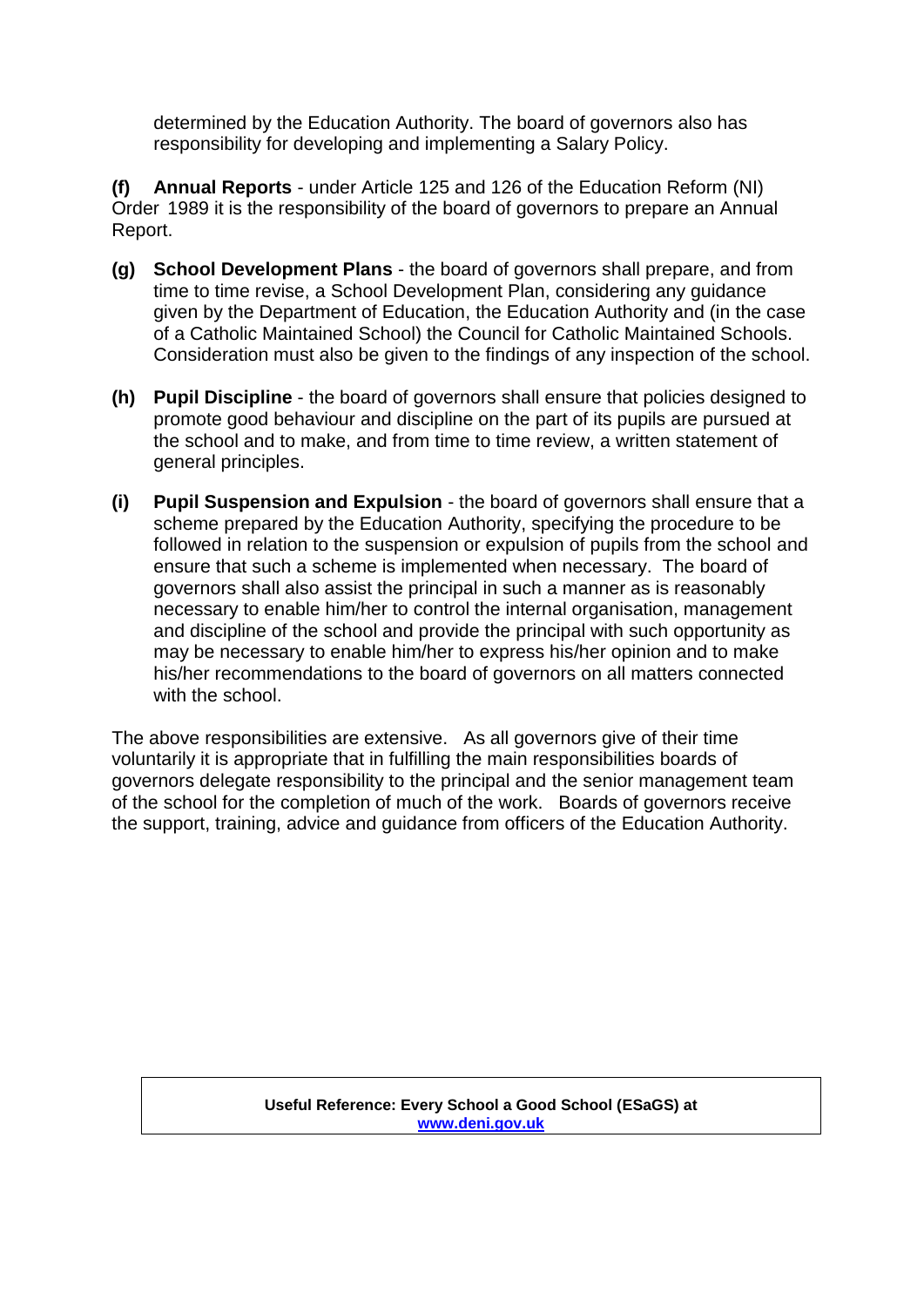determined by the Education Authority. The board of governors also has responsibility for developing and implementing a Salary Policy.

**(f) Annual Reports** - under Article 125 and 126 of the Education Reform (NI) Order 1989 it is the responsibility of the board of governors to prepare an Annual Report.

**(g) School Development Plans** - the board of governors shall prepare, and from time to time revise, a School Development Plan, considering any guidance given by the Department of Education, the Education Authority and (in the case of a Catholic Maintained School) the Council for Catholic Maintained Schools. Consideration must also be given to the findings of any inspection of the school.

**(h) Pupil Discipline** - the board of governors shall ensure that policies designed to promote good behaviour and discipline on the part of its pupils are pursued at the school and to make, and from time to time review, a written statement of general principles.

**(i) Pupil Suspension and Expulsion** - the board of governors shall ensure that a scheme prepared by the Education Authority, specifying the procedure to be followed in relation to the suspension or expulsion of pupils from the school and ensure that such a scheme is implemented when necessary. The board of governors shall also assist the principal in such a manner as is reasonably necessary to enable him/her to control the internal organisation, management and discipline of the school and provide the principal with such opportunity as may be necessary to enable him/her to express his/her opinion and to make his/her recommendations to the board of governors on all matters connected with the school.

The above responsibilities are extensive. As all governors give of their time voluntarily it is appropriate that in fulfilling the main responsibilities boards of governors delegate responsibility to the principal and the senior management team of the school for the completion of much of the work. Boards of governors receive the support, training, advice and guidance from officers of the Education Authority.

**Useful Reference: Every School a Good School (ESaGS) at [www.deni.gov.uk](http://www.deni.gov.uk)**